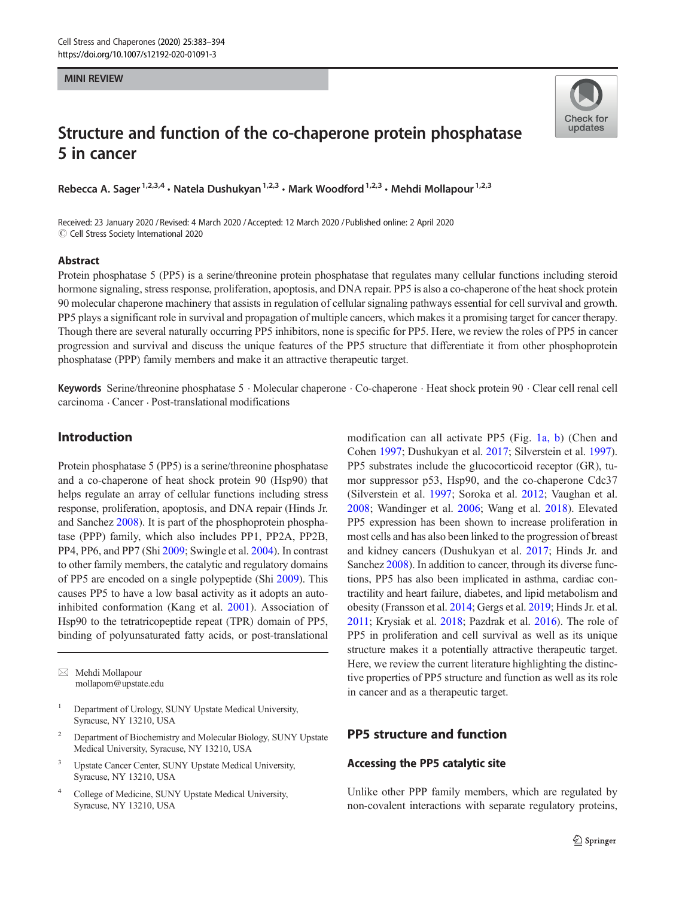MINI REVIEW

# Structure and function of the co-chaperone protein phosphatase 5 in cancer

Rebecca A. Sager[1,2,3,4] · Natela Dushukyan[1,2,3] · Mark Woodford[1,2,3] · Mehdi Mollapour[1,2,3]

Received: 23 January 2020 / Revised: 4 March 2020 / Accepted: 12 March 2020 / Published online: 2 April 2020
© Cell Stress Society International 2020

## Abstract

Protein phosphatase 5 (PP5) is a serine/threonine protein phosphatase that regulates many cellular functions including steroid hormone signaling, stress response, proliferation, apoptosis, and DNA repair. PP5 is also a co-chaperone of the heat shock protein 90 molecular chaperone machinery that assists in regulation of cellular signaling pathways essential for cell survival and growth. PP5 plays a significant role in survival and propagation of multiple cancers, which makes it a promising target for cancer therapy. Though there are several naturally occurring PP5 inhibitors, none is specific for PP5. Here, we review the roles of PP5 in cancer progression and survival and discuss the unique features of the PP5 structure that differentiate it from other phosphoprotein phosphatase (PPP) family members and make it an attractive therapeutic target.

**Keywords** Serine/threonine phosphatase 5 · Molecular chaperone · Co-chaperone · Heat shock protein 90 · Clear cell renal cell carcinoma · Cancer · Post-translational modifications

## Introduction

Protein phosphatase 5 (PP5) is a serine/threonine phosphatase and a co-chaperone of heat shock protein 90 (Hsp90) that helps regulate an array of cellular functions including stress response, proliferation, apoptosis, and DNA repair (Hinds Jr. and Sanchez 2008). It is part of the phosphoprotein phosphatase (PPP) family, which also includes PP1, PP2A, PP2B, PP4, PP6, and PP7 (Shi 2009; Swingle et al. 2004). In contrast to other family members, the catalytic and regulatory domains of PP5 are encoded on a single polypeptide (Shi 2009). This causes PP5 to have a low basal activity as it adopts an auto-inhibited conformation (Kang et al. 2001). Association of Hsp90 to the tetratricopeptide repeat (TPR) domain of PP5, binding of polyunsaturated fatty acids, or post-translational modification can all activate PP5 (Fig. 1a, b) (Chen and Cohen 1997; Dushukyan et al. 2017; Silverstein et al. 1997). PP5 substrates include the glucocorticoid receptor (GR), tumor suppressor p53, Hsp90, and the co-chaperone Cdc37 (Silverstein et al. 1997; Soroka et al. 2012; Vaughan et al. 2008; Wandinger et al. 2006; Wang et al. 2018). Elevated PP5 expression has been shown to increase proliferation in most cells and has also been linked to the progression of breast and kidney cancers (Dushukyan et al. 2017; Hinds Jr. and Sanchez 2008). In addition to cancer, through its diverse functions, PP5 has also been implicated in asthma, cardiac contractility and heart failure, diabetes, and lipid metabolism and obesity (Fransson et al. 2014; Gergs et al. 2019; Hinds Jr. et al. 2011; Krysiak et al. 2018; Pazdrak et al. 2016). The role of PP5 in proliferation and cell survival as well as its unique structure makes it a potentially attractive therapeutic target. Here, we review the current literature highlighting the distinctive properties of PP5 structure and function as well as its role in cancer and as a therapeutic target.

✉ Mehdi Mollapour
mollapom@upstate.edu

1 Department of Urology, SUNY Upstate Medical University, Syracuse, NY 13210, USA

2 Department of Biochemistry and Molecular Biology, SUNY Upstate Medical University, Syracuse, NY 13210, USA

3 Upstate Cancer Center, SUNY Upstate Medical University, Syracuse, NY 13210, USA

4 College of Medicine, SUNY Upstate Medical University, Syracuse, NY 13210, USA

## PP5 structure and function

### Accessing the PP5 catalytic site

Unlike other PPP family members, which are regulated by non-covalent interactions with separate regulatory proteins,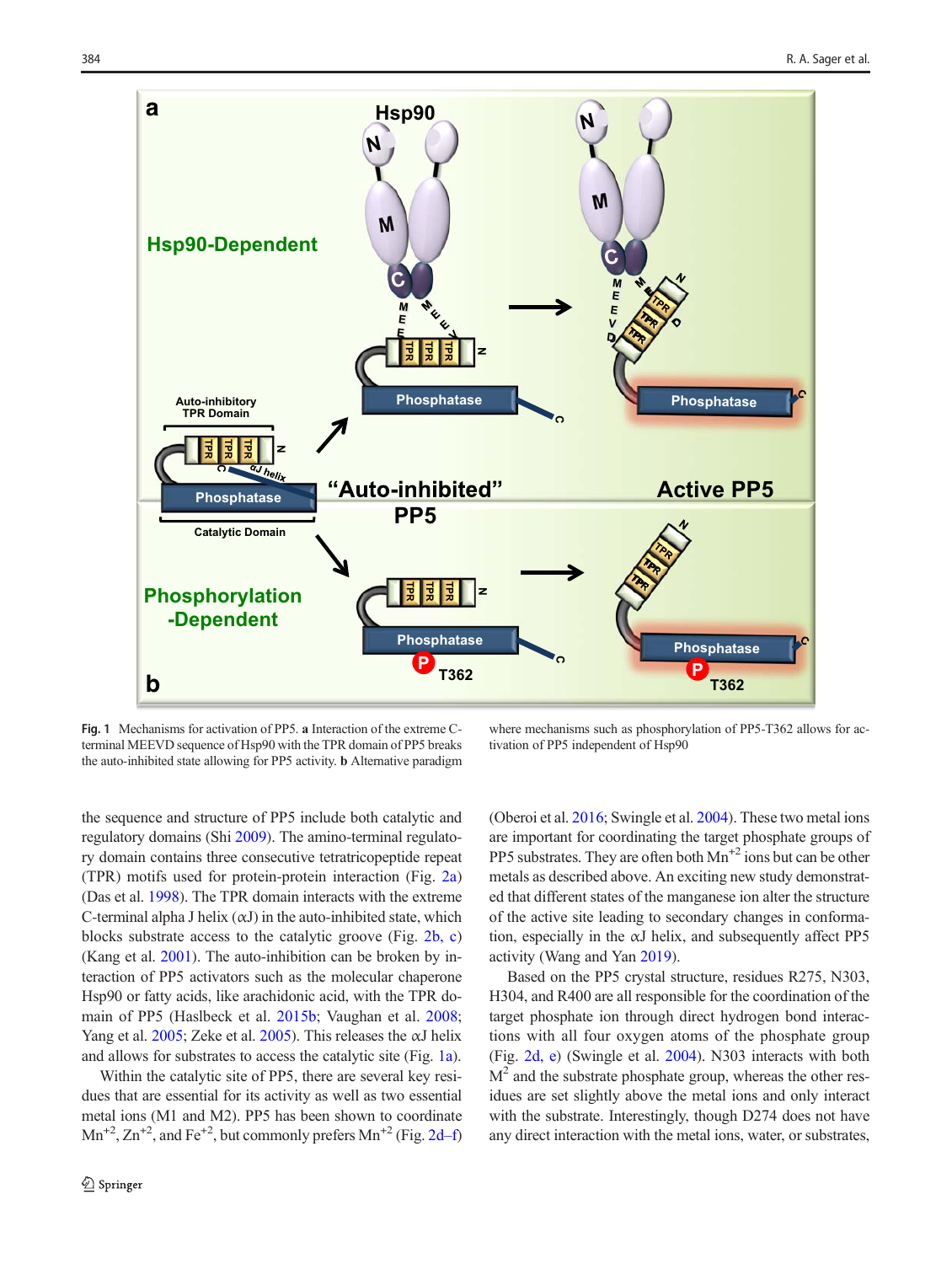Fig. 1 Mechanisms for activation of PP5. **a** Interaction of the extreme C-terminal MEEVD sequence of Hsp90 with the TPR domain of PP5 breaks the auto-inhibited state allowing for PP5 activity. **b** Alternative paradigm where mechanisms such as phosphorylation of PP5-T362 allows for activation of PP5 independent of Hsp90

the sequence and structure of PP5 include both catalytic and regulatory domains (Shi 2009). The amino-terminal regulatory domain contains three consecutive tetratricopeptide repeat (TPR) motifs used for protein-protein interaction (Fig. 2a) (Das et al. 1998). The TPR domain interacts with the extreme C-terminal alpha J helix (αJ) in the auto-inhibited state, which blocks substrate access to the catalytic groove (Fig. 2b, c) (Kang et al. 2001). The auto-inhibition can be broken by interaction of PP5 activators such as the molecular chaperone Hsp90 or fatty acids, like arachidonic acid, with the TPR domain of PP5 (Haslbeck et al. 2015b; Vaughan et al. 2008; Yang et al. 2005; Zeke et al. 2005). This releases the αJ helix and allows for substrates to access the catalytic site (Fig. 1a).

Within the catalytic site of PP5, there are several key residues that are essential for its activity as well as two essential metal ions (M1 and M2). PP5 has been shown to coordinate $Mn^{+2}$, $Zn^{+2}$, and $Fe^{+2}$, but commonly prefers $Mn^{+2}$ (Fig. 2d–f) (Oberoi et al. 2016; Swingle et al. 2004). These two metal ions are important for coordinating the target phosphate groups of PP5 substrates. They are often both $Mn^{+2}$ ions but can be other metals as described above. An exciting new study demonstrated that different states of the manganese ion alter the structure of the active site leading to secondary changes in conformation, especially in the αJ helix, and subsequently affect PP5 activity (Wang and Yan 2019).

Based on the PP5 crystal structure, residues R275, N303, H304, and R400 are all responsible for the coordination of the target phosphate ion through direct hydrogen bond interactions with all four oxygen atoms of the phosphate group (Fig. 2d, e) (Swingle et al. 2004). N303 interacts with both $M^2$ and the substrate phosphate group, whereas the other residues are set slightly above the metal ions and only interact with the substrate. Interestingly, though D274 does not have any direct interaction with the metal ions, water, or substrates,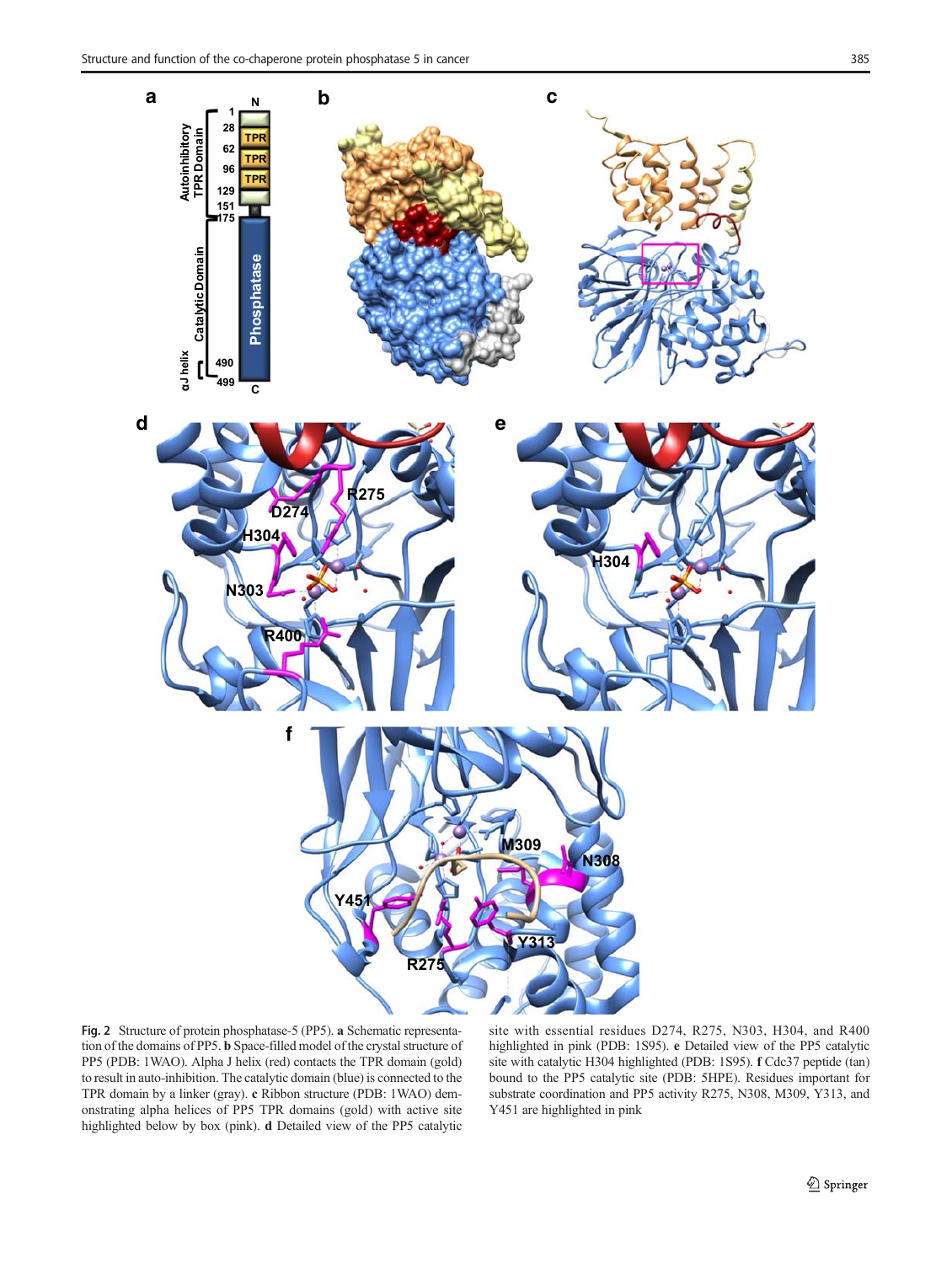**Fig. 2** Structure of protein phosphatase-5 (PP5). **a** Schematic representation of the domains of PP5. **b** Space-filled model of the crystal structure of PP5 (PDB: 1WAO). Alpha J helix (red) contacts the TPR domain (gold) to result in auto-inhibition. The catalytic domain (blue) is connected to the TPR domain by a linker (gray). **c** Ribbon structure (PDB: 1WAO) demonstrating alpha helices of PP5 TPR domains (gold) with active site highlighted below by box (pink). **d** Detailed view of the PP5 catalytic site with essential residues D274, R275, N303, H304, and R400 highlighted in pink (PDB: 1S95). **e** Detailed view of the PP5 catalytic site with catalytic H304 highlighted (PDB: 1S95). **f** Cdc37 peptide (tan) bound to the PP5 catalytic site (PDB: 5HPE). Residues important for substrate coordination and PP5 activity R275, N308, M309, Y313, and Y451 are highlighted in pink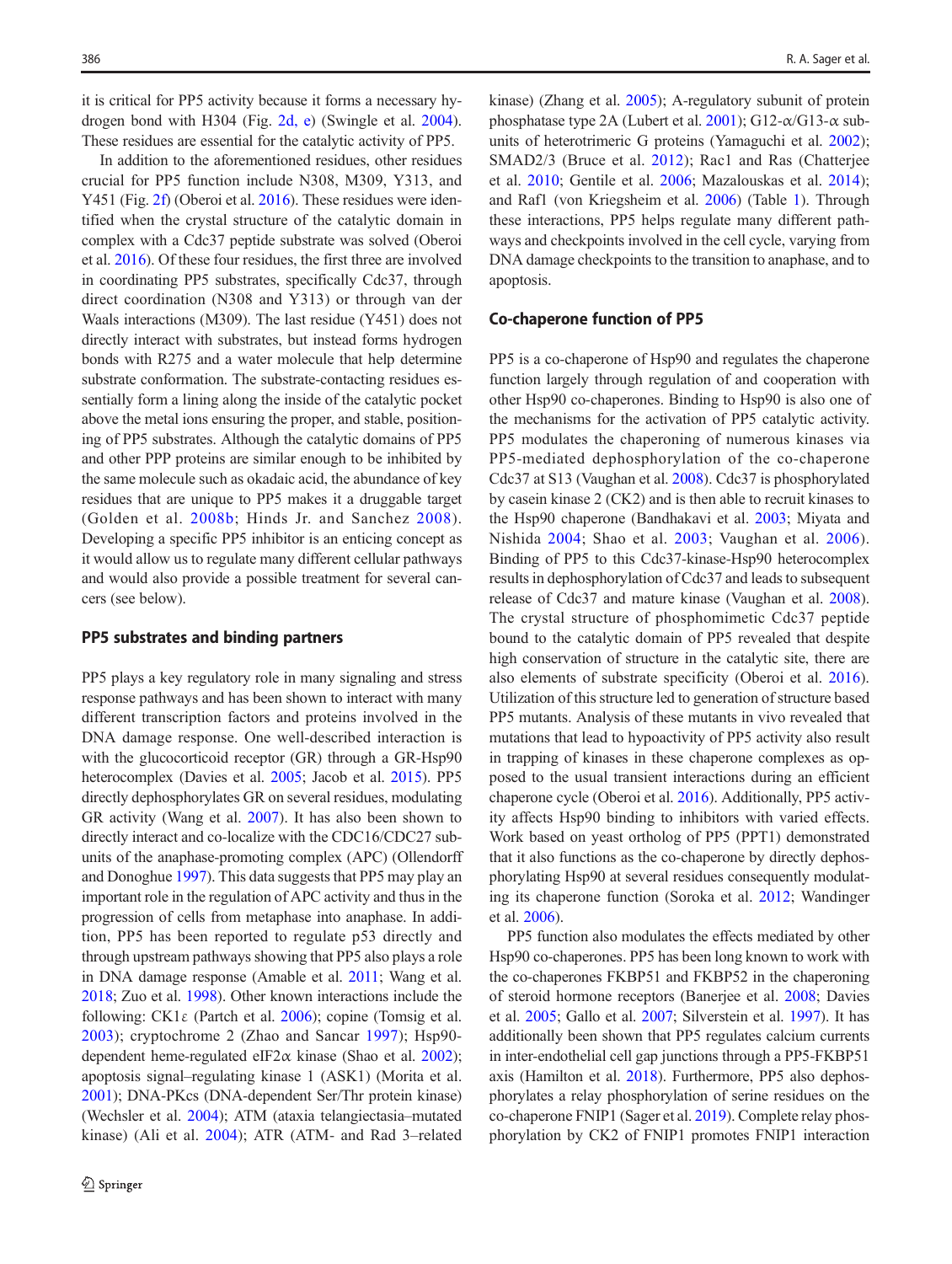it is critical for PP5 activity because it forms a necessary hydrogen bond with H304 (Fig. 2d, e) (Swingle et al. 2004). These residues are essential for the catalytic activity of PP5.

In addition to the aforementioned residues, other residues crucial for PP5 function include N308, M309, Y313, and Y451 (Fig. 2f) (Oberoi et al. 2016). These residues were identified when the crystal structure of the catalytic domain in complex with a Cdc37 peptide substrate was solved (Oberoi et al. 2016). Of these four residues, the first three are involved in coordinating PP5 substrates, specifically Cdc37, through direct coordination (N308 and Y313) or through van der Waals interactions (M309). The last residue (Y451) does not directly interact with substrates, but instead forms hydrogen bonds with R275 and a water molecule that help determine substrate conformation. The substrate-contacting residues essentially form a lining along the inside of the catalytic pocket above the metal ions ensuring the proper, and stable, positioning of PP5 substrates. Although the catalytic domains of PP5 and other PPP proteins are similar enough to be inhibited by the same molecule such as okadaic acid, the abundance of key residues that are unique to PP5 makes it a druggable target (Golden et al. 2008b; Hinds Jr. and Sanchez 2008). Developing a specific PP5 inhibitor is an enticing concept as it would allow us to regulate many different cellular pathways and would also provide a possible treatment for several cancers (see below).

## PP5 substrates and binding partners

PP5 plays a key regulatory role in many signaling and stress response pathways and has been shown to interact with many different transcription factors and proteins involved in the DNA damage response. One well-described interaction is with the glucocorticoid receptor (GR) through a GR-Hsp90 heterocomplex (Davies et al. 2005; Jacob et al. 2015). PP5 directly dephosphorylates GR on several residues, modulating GR activity (Wang et al. 2007). It has also been shown to directly interact and co-localize with the CDC16/CDC27 subunits of the anaphase-promoting complex (APC) (Ollendorff and Donoghue 1997). This data suggests that PP5 may play an important role in the regulation of APC activity and thus in the progression of cells from metaphase into anaphase. In addition, PP5 has been reported to regulate p53 directly and through upstream pathways showing that PP5 also plays a role in DNA damage response (Amable et al. 2011; Wang et al. 2018; Zuo et al. 1998). Other known interactions include the following: CK1ε (Partch et al. 2006); copine (Tomsig et al. 2003); cryptochrome 2 (Zhao and Sancar 1997); Hsp90-dependent heme-regulated eIF2α kinase (Shao et al. 2002); apoptosis signal–regulating kinase 1 (ASK1) (Morita et al. 2001); DNA-PKcs (DNA-dependent Ser/Thr protein kinase) (Wechsler et al. 2004); ATM (ataxia telangiectasia–mutated kinase) (Ali et al. 2004); ATR (ATM- and Rad 3–related kinase) (Zhang et al. 2005); A-regulatory subunit of protein phosphatase type 2A (Lubert et al. 2001); G12-α/G13-α subunits of heterotrimeric G proteins (Yamaguchi et al. 2002); SMAD2/3 (Bruce et al. 2012); Rac1 and Ras (Chatterjee et al. 2010; Gentile et al. 2006; Mazalouskas et al. 2014); and Raf1 (von Kriegsheim et al. 2006) (Table 1). Through these interactions, PP5 helps regulate many different pathways and checkpoints involved in the cell cycle, varying from DNA damage checkpoints to the transition to anaphase, and to apoptosis.

## Co-chaperone function of PP5

PP5 is a co-chaperone of Hsp90 and regulates the chaperone function largely through regulation of and cooperation with other Hsp90 co-chaperones. Binding to Hsp90 is also one of the mechanisms for the activation of PP5 catalytic activity. PP5 modulates the chaperoning of numerous kinases via PP5-mediated dephosphorylation of the co-chaperone Cdc37 at S13 (Vaughan et al. 2008). Cdc37 is phosphorylated by casein kinase 2 (CK2) and is then able to recruit kinases to the Hsp90 chaperone (Bandhakavi et al. 2003; Miyata and Nishida 2004; Shao et al. 2003; Vaughan et al. 2006). Binding of PP5 to this Cdc37-kinase-Hsp90 heterocomplex results in dephosphorylation of Cdc37 and leads to subsequent release of Cdc37 and mature kinase (Vaughan et al. 2008). The crystal structure of phosphomimetic Cdc37 peptide bound to the catalytic domain of PP5 revealed that despite high conservation of structure in the catalytic site, there are also elements of substrate specificity (Oberoi et al. 2016). Utilization of this structure led to generation of structure based PP5 mutants. Analysis of these mutants in vivo revealed that mutations that lead to hypoactivity of PP5 activity also result in trapping of kinases in these chaperone complexes as opposed to the usual transient interactions during an efficient chaperone cycle (Oberoi et al. 2016). Additionally, PP5 activity affects Hsp90 binding to inhibitors with varied effects. Work based on yeast ortholog of PP5 (PPT1) demonstrated that it also functions as the co-chaperone by directly dephosphorylating Hsp90 at several residues consequently modulating its chaperone function (Soroka et al. 2012; Wandinger et al. 2006).

PP5 function also modulates the effects mediated by other Hsp90 co-chaperones. PP5 has been long known to work with the co-chaperones FKBP51 and FKBP52 in the chaperoning of steroid hormone receptors (Banerjee et al. 2008; Davies et al. 2005; Gallo et al. 2007; Silverstein et al. 1997). It has additionally been shown that PP5 regulates calcium currents in inter-endothelial cell gap junctions through a PP5-FKBP51 axis (Hamilton et al. 2018). Furthermore, PP5 also dephosphorylates a relay phosphorylation of serine residues on the co-chaperone FNIP1 (Sager et al. 2019). Complete relay phosphorylation by CK2 of FNIP1 promotes FNIP1 interaction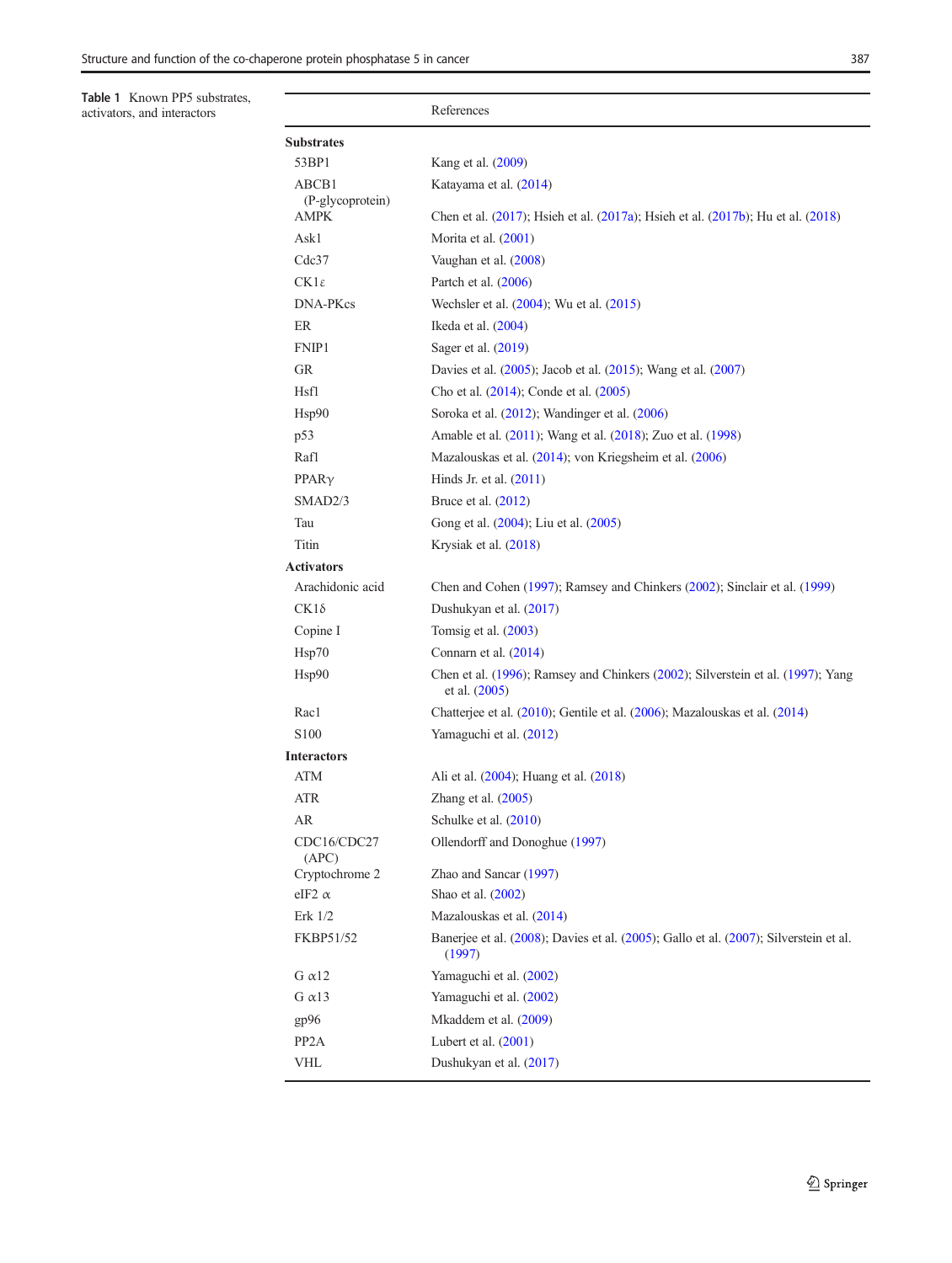**Table 1** Known PP5 substrates, activators, and interactors

| | References |
|---|---|
| **Substrates** | |
| 53BP1 | Kang et al. (2009) |
| ABCB1 (P-glycoprotein) | Katayama et al. (2014) |
| AMPK | Chen et al. (2017); Hsieh et al. (2017a); Hsieh et al. (2017b); Hu et al. (2018) |
| Ask1 | Morita et al. (2001) |
| Cdc37 | Vaughan et al. (2008) |
| CK1ε | Partch et al. (2006) |
| DNA-PKcs | Wechsler et al. (2004); Wu et al. (2015) |
| ER | Ikeda et al. (2004) |
| FNIP1 | Sager et al. (2019) |
| GR | Davies et al. (2005); Jacob et al. (2015); Wang et al. (2007) |
| Hsf1 | Cho et al. (2014); Conde et al. (2005) |
| Hsp90 | Soroka et al. (2012); Wandinger et al. (2006) |
| p53 | Amable et al. (2011); Wang et al. (2018); Zuo et al. (1998) |
| Raf1 | Mazalouskas et al. (2014); von Kriegsheim et al. (2006) |
| PPARγ | Hinds Jr. et al. (2011) |
| SMAD2/3 | Bruce et al. (2012) |
| Tau | Gong et al. (2004); Liu et al. (2005) |
| Titin | Krysiak et al. (2018) |
| **Activators** | |
| Arachidonic acid | Chen and Cohen (1997); Ramsey and Chinkers (2002); Sinclair et al. (1999) |
| CK1δ | Dushukyan et al. (2017) |
| Copine I | Tomsig et al. (2003) |
| Hsp70 | Connarn et al. (2014) |
| Hsp90 | Chen et al. (1996); Ramsey and Chinkers (2002); Silverstein et al. (1997); Yang et al. (2005) |
| Rac1 | Chatterjee et al. (2010); Gentile et al. (2006); Mazalouskas et al. (2014) |
| S100 | Yamaguchi et al. (2012) |
| **Interactors** | |
| ATM | Ali et al. (2004); Huang et al. (2018) |
| ATR | Zhang et al. (2005) |
| AR | Schulke et al. (2010) |
| CDC16/CDC27 (APC) | Ollendorff and Donoghue (1997) |
| Cryptochrome 2 | Zhao and Sancar (1997) |
| eIF2 α | Shao et al. (2002) |
| Erk 1/2 | Mazalouskas et al. (2014) |
| FKBP51/52 | Banerjee et al. (2008); Davies et al. (2005); Gallo et al. (2007); Silverstein et al. (1997) |
| G α12 | Yamaguchi et al. (2002) |
| G α13 | Yamaguchi et al. (2002) |
| gp96 | Mkaddem et al. (2009) |
| PP2A | Lubert et al. (2001) |
| VHL | Dushukyan et al. (2017) |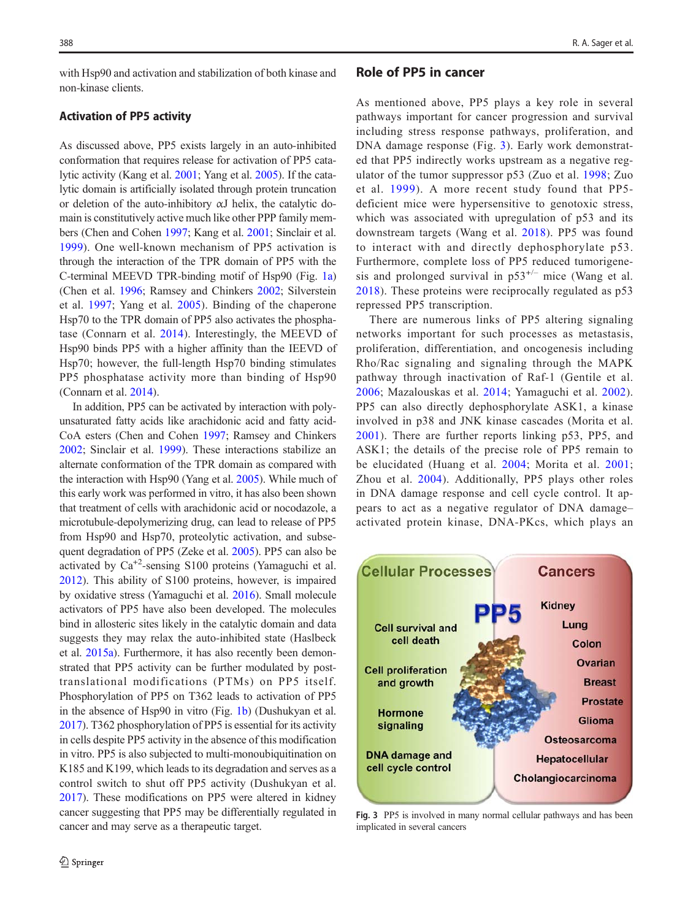with Hsp90 and activation and stabilization of both kinase and non-kinase clients.

### Activation of PP5 activity

As discussed above, PP5 exists largely in an auto-inhibited conformation that requires release for activation of PP5 catalytic activity (Kang et al. 2001; Yang et al. 2005). If the catalytic domain is artificially isolated through protein truncation or deletion of the auto-inhibitory αJ helix, the catalytic domain is constitutively active much like other PPP family members (Chen and Cohen 1997; Kang et al. 2001; Sinclair et al. 1999). One well-known mechanism of PP5 activation is through the interaction of the TPR domain of PP5 with the C-terminal MEEVD TPR-binding motif of Hsp90 (Fig. 1a) (Chen et al. 1996; Ramsey and Chinkers 2002; Silverstein et al. 1997; Yang et al. 2005). Binding of the chaperone Hsp70 to the TPR domain of PP5 also activates the phosphatase (Connarn et al. 2014). Interestingly, the MEEVD of Hsp90 binds PP5 with a higher affinity than the IEEVD of Hsp70; however, the full-length Hsp70 binding stimulates PP5 phosphatase activity more than binding of Hsp90 (Connarn et al. 2014).

In addition, PP5 can be activated by interaction with polyunsaturated fatty acids like arachidonic acid and fatty acid-CoA esters (Chen and Cohen 1997; Ramsey and Chinkers 2002; Sinclair et al. 1999). These interactions stabilize an alternate conformation of the TPR domain as compared with the interaction with Hsp90 (Yang et al. 2005). While much of this early work was performed in vitro, it has also been shown that treatment of cells with arachidonic acid or nocodazole, a microtubule-depolymerizing drug, can lead to release of PP5 from Hsp90 and Hsp70, proteolytic activation, and subsequent degradation of PP5 (Zeke et al. 2005). PP5 can also be activated by $Ca^{+2}$-sensing S100 proteins (Yamaguchi et al. 2012). This ability of S100 proteins, however, is impaired by oxidative stress (Yamaguchi et al. 2016). Small molecule activators of PP5 have also been developed. The molecules bind in allosteric sites likely in the catalytic domain and data suggests they may relax the auto-inhibited state (Haslbeck et al. 2015a). Furthermore, it has also recently been demonstrated that PP5 activity can be further modulated by post-translational modifications (PTMs) on PP5 itself. Phosphorylation of PP5 on T362 leads to activation of PP5 in the absence of Hsp90 in vitro (Fig. 1b) (Dushukyan et al. 2017). T362 phosphorylation of PP5 is essential for its activity in cells despite PP5 activity in the absence of this modification in vitro. PP5 is also subjected to multi-monoubiquitination on K185 and K199, which leads to its degradation and serves as a control switch to shut off PP5 activity (Dushukyan et al. 2017). These modifications on PP5 were altered in kidney cancer suggesting that PP5 may be differentially regulated in cancer and may serve as a therapeutic target.

## Role of PP5 in cancer

As mentioned above, PP5 plays a key role in several pathways important for cancer progression and survival including stress response pathways, proliferation, and DNA damage response (Fig. 3). Early work demonstrated that PP5 indirectly works upstream as a negative regulator of the tumor suppressor p53 (Zuo et al. 1998; Zuo et al. 1999). A more recent study found that PP5-deficient mice were hypersensitive to genotoxic stress, which was associated with upregulation of p53 and its downstream targets (Wang et al. 2018). PP5 was found to interact with and directly dephosphorylate p53. Furthermore, complete loss of PP5 reduced tumorigenesis and prolonged survival in $p53^{+/-}$ mice (Wang et al. 2018). These proteins were reciprocally regulated as p53 repressed PP5 transcription.

There are numerous links of PP5 altering signaling networks important for such processes as metastasis, proliferation, differentiation, and oncogenesis including Rho/Rac signaling and signaling through the MAPK pathway through inactivation of Raf-1 (Gentile et al. 2006; Mazalouskas et al. 2014; Yamaguchi et al. 2002). PP5 can also directly dephosphorylate ASK1, a kinase involved in p38 and JNK kinase cascades (Morita et al. 2001). There are further reports linking p53, PP5, and ASK1; the details of the precise role of PP5 remain to be elucidated (Huang et al. 2004; Morita et al. 2001; Zhou et al. 2004). Additionally, PP5 plays other roles in DNA damage response and cell cycle control. It appears to act as a negative regulator of DNA damage–activated protein kinase, DNA-PKcs, which plays an

**Fig. 3** PP5 is involved in many normal cellular pathways and has been implicated in several cancers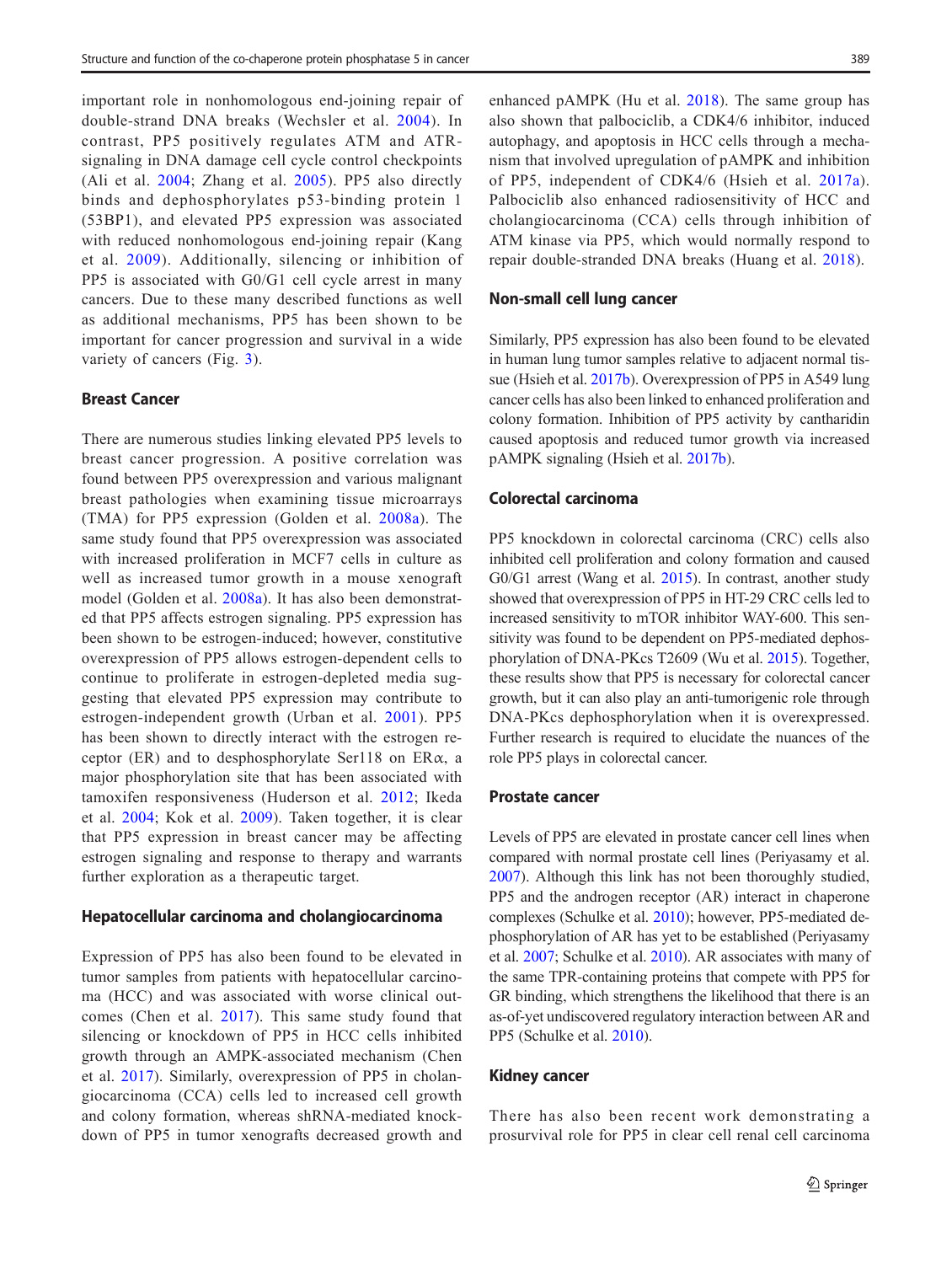important role in nonhomologous end-joining repair of double-strand DNA breaks (Wechsler et al. 2004). In contrast, PP5 positively regulates ATM and ATR-signaling in DNA damage cell cycle control checkpoints (Ali et al. 2004; Zhang et al. 2005). PP5 also directly binds and dephosphorylates p53-binding protein 1 (53BP1), and elevated PP5 expression was associated with reduced nonhomologous end-joining repair (Kang et al. 2009). Additionally, silencing or inhibition of PP5 is associated with G0/G1 cell cycle arrest in many cancers. Due to these many described functions as well as additional mechanisms, PP5 has been shown to be important for cancer progression and survival in a wide variety of cancers (Fig. 3).

### Breast Cancer

There are numerous studies linking elevated PP5 levels to breast cancer progression. A positive correlation was found between PP5 overexpression and various malignant breast pathologies when examining tissue microarrays (TMA) for PP5 expression (Golden et al. 2008a). The same study found that PP5 overexpression was associated with increased proliferation in MCF7 cells in culture as well as increased tumor growth in a mouse xenograft model (Golden et al. 2008a). It has also been demonstrated that PP5 affects estrogen signaling. PP5 expression has been shown to be estrogen-induced; however, constitutive overexpression of PP5 allows estrogen-dependent cells to continue to proliferate in estrogen-depleted media suggesting that elevated PP5 expression may contribute to estrogen-independent growth (Urban et al. 2001). PP5 has been shown to directly interact with the estrogen receptor (ER) and to desphosphorylate Ser118 on ERα, a major phosphorylation site that has been associated with tamoxifen responsiveness (Huderson et al. 2012; Ikeda et al. 2004; Kok et al. 2009). Taken together, it is clear that PP5 expression in breast cancer may be affecting estrogen signaling and response to therapy and warrants further exploration as a therapeutic target.

### Hepatocellular carcinoma and cholangiocarcinoma

Expression of PP5 has also been found to be elevated in tumor samples from patients with hepatocellular carcinoma (HCC) and was associated with worse clinical outcomes (Chen et al. 2017). This same study found that silencing or knockdown of PP5 in HCC cells inhibited growth through an AMPK-associated mechanism (Chen et al. 2017). Similarly, overexpression of PP5 in cholangiocarcinoma (CCA) cells led to increased cell growth and colony formation, whereas shRNA-mediated knockdown of PP5 in tumor xenografts decreased growth and enhanced pAMPK (Hu et al. 2018). The same group has also shown that palbociclib, a CDK4/6 inhibitor, induced autophagy, and apoptosis in HCC cells through a mechanism that involved upregulation of pAMPK and inhibition of PP5, independent of CDK4/6 (Hsieh et al. 2017a). Palbociclib also enhanced radiosensitivity of HCC and cholangiocarcinoma (CCA) cells through inhibition of ATM kinase via PP5, which would normally respond to repair double-stranded DNA breaks (Huang et al. 2018).

### Non-small cell lung cancer

Similarly, PP5 expression has also been found to be elevated in human lung tumor samples relative to adjacent normal tissue (Hsieh et al. 2017b). Overexpression of PP5 in A549 lung cancer cells has also been linked to enhanced proliferation and colony formation. Inhibition of PP5 activity by cantharidin caused apoptosis and reduced tumor growth via increased pAMPK signaling (Hsieh et al. 2017b).

### Colorectal carcinoma

PP5 knockdown in colorectal carcinoma (CRC) cells also inhibited cell proliferation and colony formation and caused G0/G1 arrest (Wang et al. 2015). In contrast, another study showed that overexpression of PP5 in HT-29 CRC cells led to increased sensitivity to mTOR inhibitor WAY-600. This sensitivity was found to be dependent on PP5-mediated dephosphorylation of DNA-PKcs T2609 (Wu et al. 2015). Together, these results show that PP5 is necessary for colorectal cancer growth, but it can also play an anti-tumorigenic role through DNA-PKcs dephosphorylation when it is overexpressed. Further research is required to elucidate the nuances of the role PP5 plays in colorectal cancer.

### Prostate cancer

Levels of PP5 are elevated in prostate cancer cell lines when compared with normal prostate cell lines (Periyasamy et al. 2007). Although this link has not been thoroughly studied, PP5 and the androgen receptor (AR) interact in chaperone complexes (Schulke et al. 2010); however, PP5-mediated dephosphorylation of AR has yet to be established (Periyasamy et al. 2007; Schulke et al. 2010). AR associates with many of the same TPR-containing proteins that compete with PP5 for GR binding, which strengthens the likelihood that there is an as-of-yet undiscovered regulatory interaction between AR and PP5 (Schulke et al. 2010).

### Kidney cancer

There has also been recent work demonstrating a prosurvival role for PP5 in clear cell renal cell carcinoma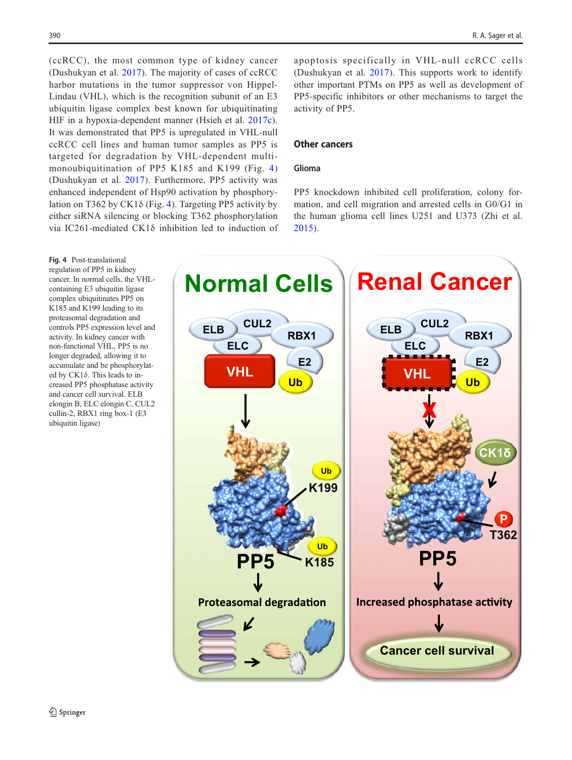(ccRCC), the most common type of kidney cancer (Dushukyan et al. 2017). The majority of cases of ccRCC harbor mutations in the tumor suppressor von Hippel-Lindau (VHL), which is the recognition subunit of an E3 ubiquitin ligase complex best known for ubiquitinating HIF in a hypoxia-dependent manner (Hsieh et al. 2017c). It was demonstrated that PP5 is upregulated in VHL-null ccRCC cell lines and human tumor samples as PP5 is targeted for degradation by VHL-dependent multi-monoubiquitination of PP5 K185 and K199 (Fig. 4) (Dushukyan et al. 2017). Furthermore, PP5 activity was enhanced independent of Hsp90 activation by phosphorylation on T362 by CK1δ (Fig. 4). Targeting PP5 activity by either siRNA silencing or blocking T362 phosphorylation via IC261-mediated CK1δ inhibition led to induction of apoptosis specifically in VHL-null ccRCC cells (Dushukyan et al. 2017). This supports work to identify other important PTMs on PP5 as well as development of PP5-specific inhibitors or other mechanisms to target the activity of PP5.

## Other cancers

### Glioma

PP5 knockdown inhibited cell proliferation, colony formation, and cell migration and arrested cells in G0/G1 in the human glioma cell lines U251 and U373 (Zhi et al. 2015).

**Fig. 4** Post-translational regulation of PP5 in kidney cancer. In normal cells, the VHL-containing E3 ubiquitin ligase complex ubiquitinates PP5 on K185 and K199 leading to its proteasomal degradation and controls PP5 expression level and activity. In kidney cancer with non-functional VHL, PP5 is no longer degraded, allowing it to accumulate and be phosphorylated by CK1δ. This leads to increased PP5 phosphatase activity and cancer cell survival. ELB elongin B, ELC elongin C, CUL2 cullin-2, RBX1 ring box-1 (E3 ubiquitin ligase)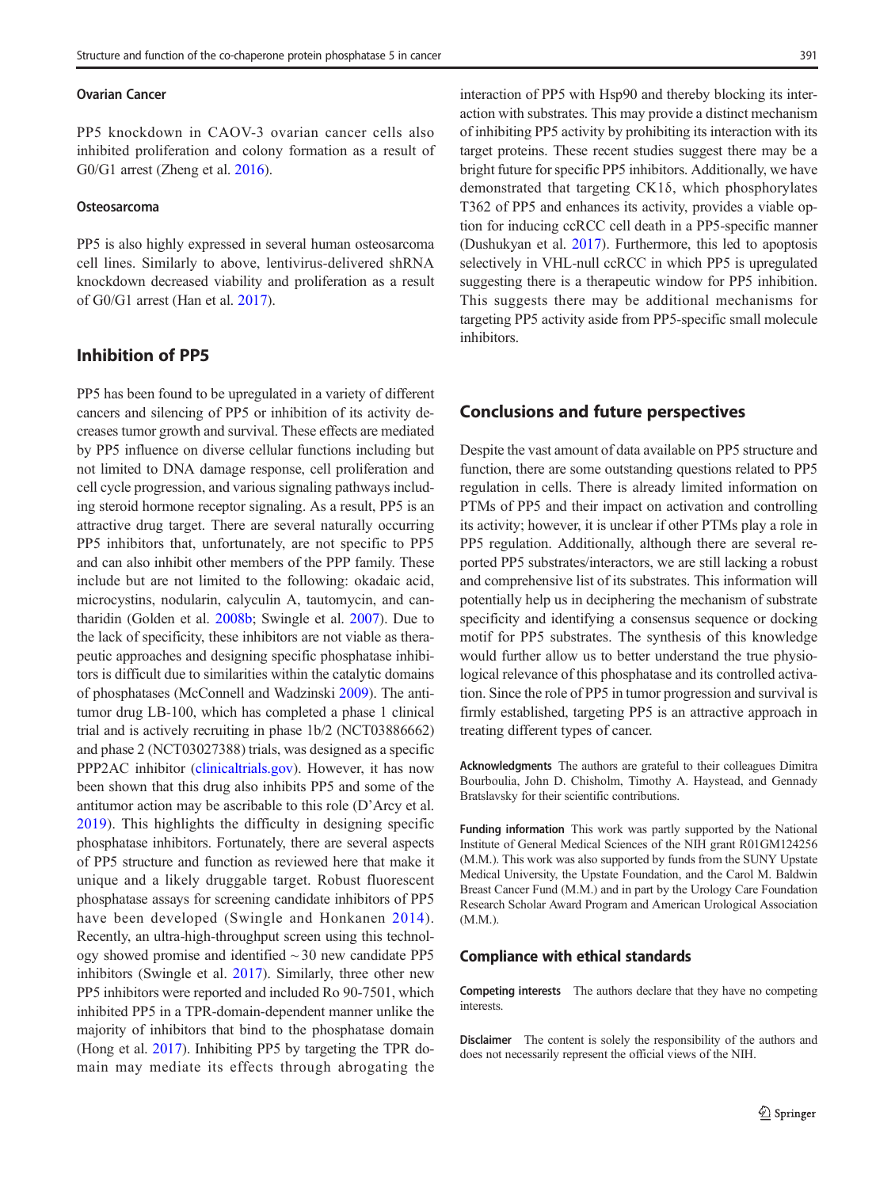### Ovarian Cancer

PP5 knockdown in CAOV-3 ovarian cancer cells also inhibited proliferation and colony formation as a result of G0/G1 arrest (Zheng et al. 2016).

### Osteosarcoma

PP5 is also highly expressed in several human osteosarcoma cell lines. Similarly to above, lentivirus-delivered shRNA knockdown decreased viability and proliferation as a result of G0/G1 arrest (Han et al. 2017).

## Inhibition of PP5

PP5 has been found to be upregulated in a variety of different cancers and silencing of PP5 or inhibition of its activity decreases tumor growth and survival. These effects are mediated by PP5 influence on diverse cellular functions including but not limited to DNA damage response, cell proliferation and cell cycle progression, and various signaling pathways including steroid hormone receptor signaling. As a result, PP5 is an attractive drug target. There are several naturally occurring PP5 inhibitors that, unfortunately, are not specific to PP5 and can also inhibit other members of the PPP family. These include but are not limited to the following: okadaic acid, microcystins, nodularin, calyculin A, tautomycin, and cantharidin (Golden et al. 2008b; Swingle et al. 2007). Due to the lack of specificity, these inhibitors are not viable as therapeutic approaches and designing specific phosphatase inhibitors is difficult due to similarities within the catalytic domains of phosphatases (McConnell and Wadzinski 2009). The antitumor drug LB-100, which has completed a phase 1 clinical trial and is actively recruiting in phase 1b/2 (NCT03886662) and phase 2 (NCT03027388) trials, was designed as a specific PPP2AC inhibitor (clinicaltrials.gov). However, it has now been shown that this drug also inhibits PP5 and some of the antitumor action may be ascribable to this role (D'Arcy et al. 2019). This highlights the difficulty in designing specific phosphatase inhibitors. Fortunately, there are several aspects of PP5 structure and function as reviewed here that make it unique and a likely druggable target. Robust fluorescent phosphatase assays for screening candidate inhibitors of PP5 have been developed (Swingle and Honkanen 2014). Recently, an ultra-high-throughput screen using this technology showed promise and identified ~ 30 new candidate PP5 inhibitors (Swingle et al. 2017). Similarly, three other new PP5 inhibitors were reported and included Ro 90-7501, which inhibited PP5 in a TPR-domain-dependent manner unlike the majority of inhibitors that bind to the phosphatase domain (Hong et al. 2017). Inhibiting PP5 by targeting the TPR domain may mediate its effects through abrogating the interaction of PP5 with Hsp90 and thereby blocking its interaction with substrates. This may provide a distinct mechanism of inhibiting PP5 activity by prohibiting its interaction with its target proteins. These recent studies suggest there may be a bright future for specific PP5 inhibitors. Additionally, we have demonstrated that targeting CK1δ, which phosphorylates T362 of PP5 and enhances its activity, provides a viable option for inducing ccRCC cell death in a PP5-specific manner (Dushukyan et al. 2017). Furthermore, this led to apoptosis selectively in VHL-null ccRCC in which PP5 is upregulated suggesting there is a therapeutic window for PP5 inhibition. This suggests there may be additional mechanisms for targeting PP5 activity aside from PP5-specific small molecule inhibitors.

## Conclusions and future perspectives

Despite the vast amount of data available on PP5 structure and function, there are some outstanding questions related to PP5 regulation in cells. There is already limited information on PTMs of PP5 and their impact on activation and controlling its activity; however, it is unclear if other PTMs play a role in PP5 regulation. Additionally, although there are several reported PP5 substrates/interactors, we are still lacking a robust and comprehensive list of its substrates. This information will potentially help us in deciphering the mechanism of substrate specificity and identifying a consensus sequence or docking motif for PP5 substrates. The synthesis of this knowledge would further allow us to better understand the true physiological relevance of this phosphatase and its controlled activation. Since the role of PP5 in tumor progression and survival is firmly established, targeting PP5 is an attractive approach in treating different types of cancer.

**Acknowledgments** The authors are grateful to their colleagues Dimitra Bourboulia, John D. Chisholm, Timothy A. Haystead, and Gennady Bratslavsky for their scientific contributions.

**Funding information** This work was partly supported by the National Institute of General Medical Sciences of the NIH grant R01GM124256 (M.M.). This work was also supported by funds from the SUNY Upstate Medical University, the Upstate Foundation, and the Carol M. Baldwin Breast Cancer Fund (M.M.) and in part by the Urology Care Foundation Research Scholar Award Program and American Urological Association (M.M.).

## Compliance with ethical standards

**Competing interests** The authors declare that they have no competing interests.

**Disclaimer** The content is solely the responsibility of the authors and does not necessarily represent the official views of the NIH.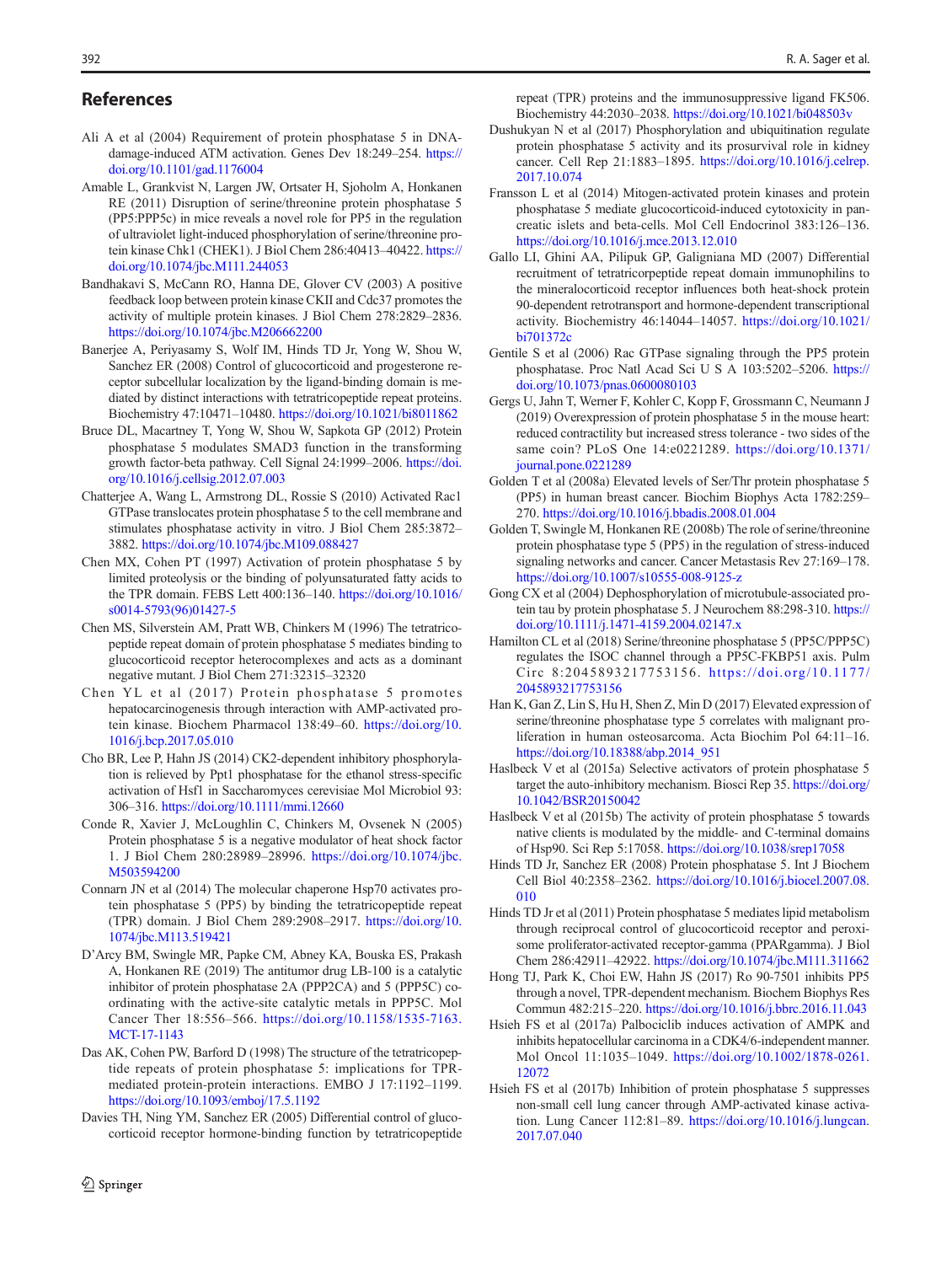## References

Ali A et al (2004) Requirement of protein phosphatase 5 in DNA-damage-induced ATM activation. Genes Dev 18:249–254. https://doi.org/10.1101/gad.1176004

Amable L, Grankvist N, Largen JW, Ortsater H, Sjoholm A, Honkanen RE (2011) Disruption of serine/threonine protein phosphatase 5 (PP5:PPP5c) in mice reveals a novel role for PP5 in the regulation of ultraviolet light-induced phosphorylation of serine/threonine protein kinase Chk1 (CHEK1). J Biol Chem 286:40413–40422. https://doi.org/10.1074/jbc.M111.244053

Bandhakavi S, McCann RO, Hanna DE, Glover CV (2003) A positive feedback loop between protein kinase CKII and Cdc37 promotes the activity of multiple protein kinases. J Biol Chem 278:2829–2836. https://doi.org/10.1074/jbc.M206662200

Banerjee A, Periyasamy S, Wolf IM, Hinds TD Jr, Yong W, Shou W, Sanchez ER (2008) Control of glucocorticoid and progesterone receptor subcellular localization by the ligand-binding domain is mediated by distinct interactions with tetratricopeptide repeat proteins. Biochemistry 47:10471–10480. https://doi.org/10.1021/bi8011862

Bruce DL, Macartney T, Yong W, Shou W, Sapkota GP (2012) Protein phosphatase 5 modulates SMAD3 function in the transforming growth factor-beta pathway. Cell Signal 24:1999–2006. https://doi.org/10.1016/j.cellsig.2012.07.003

Chatterjee A, Wang L, Armstrong DL, Rossie S (2010) Activated Rac1 GTPase translocates protein phosphatase 5 to the cell membrane and stimulates phosphatase activity in vitro. J Biol Chem 285:3872–3882. https://doi.org/10.1074/jbc.M109.088427

Chen MX, Cohen PT (1997) Activation of protein phosphatase 5 by limited proteolysis or the binding of polyunsaturated fatty acids to the TPR domain. FEBS Lett 400:136–140. https://doi.org/10.1016/s0014-5793(96)01427-5

Chen MS, Silverstein AM, Pratt WB, Chinkers M (1996) The tetratricopeptide repeat domain of protein phosphatase 5 mediates binding to glucocorticoid receptor heterocomplexes and acts as a dominant negative mutant. J Biol Chem 271:32315–32320

Chen YL et al (2017) Protein phosphatase 5 promotes hepatocarcinogenesis through interaction with AMP-activated protein kinase. Biochem Pharmacol 138:49–60. https://doi.org/10.1016/j.bcp.2017.05.010

Cho BR, Lee P, Hahn JS (2014) CK2-dependent inhibitory phosphorylation is relieved by Ppt1 phosphatase for the ethanol stress-specific activation of Hsf1 in Saccharomyces cerevisiae Mol Microbiol 93: 306–316. https://doi.org/10.1111/mmi.12660

Conde R, Xavier J, McLoughlin C, Chinkers M, Ovsenek N (2005) Protein phosphatase 5 is a negative modulator of heat shock factor 1. J Biol Chem 280:28989–28996. https://doi.org/10.1074/jbc.M503594200

Connarn JN et al (2014) The molecular chaperone Hsp70 activates protein phosphatase 5 (PP5) by binding the tetratricopeptide repeat (TPR) domain. J Biol Chem 289:2908–2917. https://doi.org/10.1074/jbc.M113.519421

D'Arcy BM, Swingle MR, Papke CM, Abney KA, Bouska ES, Prakash A, Honkanen RE (2019) The antitumor drug LB-100 is a catalytic inhibitor of protein phosphatase 2A (PPP2CA) and 5 (PPP5C) coordinating with the active-site catalytic metals in PPP5C. Mol Cancer Ther 18:556–566. https://doi.org/10.1158/1535-7163.MCT-17-1143

Das AK, Cohen PW, Barford D (1998) The structure of the tetratricopeptide repeats of protein phosphatase 5: implications for TPR-mediated protein-protein interactions. EMBO J 17:1192–1199. https://doi.org/10.1093/emboj/17.5.1192

Davies TH, Ning YM, Sanchez ER (2005) Differential control of glucocorticoid receptor hormone-binding function by tetratricopeptide repeat (TPR) proteins and the immunosuppressive ligand FK506. Biochemistry 44:2030–2038. https://doi.org/10.1021/bi048503v

Dushukyan N et al (2017) Phosphorylation and ubiquitination regulate protein phosphatase 5 activity and its prosurvival role in kidney cancer. Cell Rep 21:1883–1895. https://doi.org/10.1016/j.celrep.2017.10.074

Fransson L et al (2014) Mitogen-activated protein kinases and protein phosphatase 5 mediate glucocorticoid-induced cytotoxicity in pancreatic islets and beta-cells. Mol Cell Endocrinol 383:126–136. https://doi.org/10.1016/j.mce.2013.12.010

Gallo LI, Ghini AA, Pilipuk GP, Galigniana MD (2007) Differential recruitment of tetratricorpeptide repeat domain immunophilins to the mineralocorticoid receptor influences both heat-shock protein 90-dependent retrotransport and hormone-dependent transcriptional activity. Biochemistry 46:14044–14057. https://doi.org/10.1021/bi701372c

Gentile S et al (2006) Rac GTPase signaling through the PP5 protein phosphatase. Proc Natl Acad Sci U S A 103:5202–5206. https://doi.org/10.1073/pnas.0600080103

Gergs U, Jahn T, Werner F, Kohler C, Kopp F, Grossmann C, Neumann J (2019) Overexpression of protein phosphatase 5 in the mouse heart: reduced contractility but increased stress tolerance - two sides of the same coin? PLoS One 14:e0221289. https://doi.org/10.1371/journal.pone.0221289

Golden T et al (2008a) Elevated levels of Ser/Thr protein phosphatase 5 (PP5) in human breast cancer. Biochim Biophys Acta 1782:259–270. https://doi.org/10.1016/j.bbadis.2008.01.004

Golden T, Swingle M, Honkanen RE (2008b) The role of serine/threonine protein phosphatase type 5 (PP5) in the regulation of stress-induced signaling networks and cancer. Cancer Metastasis Rev 27:169–178. https://doi.org/10.1007/s10555-008-9125-z

Gong CX et al (2004) Dephosphorylation of microtubule-associated protein tau by protein phosphatase 5. J Neurochem 88:298-310. https://doi.org/10.1111/j.1471-4159.2004.02147.x

Hamilton CL et al (2018) Serine/threonine phosphatase 5 (PP5C/PPP5C) regulates the ISOC channel through a PP5C-FKBP51 axis. Pulm Circ 8:2045893217753156. https://doi.org/10.1177/2045893217753156

Han K, Gan Z, Lin S, Hu H, Shen Z, Min D (2017) Elevated expression of serine/threonine phosphatase type 5 correlates with malignant proliferation in human osteosarcoma. Acta Biochim Pol 64:11–16. https://doi.org/10.18388/abp.2014_951

Haslbeck V et al (2015a) Selective activators of protein phosphatase 5 target the auto-inhibitory mechanism. Biosci Rep 35. https://doi.org/10.1042/BSR20150042

Haslbeck V et al (2015b) The activity of protein phosphatase 5 towards native clients is modulated by the middle- and C-terminal domains of Hsp90. Sci Rep 5:17058. https://doi.org/10.1038/srep17058

Hinds TD Jr, Sanchez ER (2008) Protein phosphatase 5. Int J Biochem Cell Biol 40:2358–2362. https://doi.org/10.1016/j.biocel.2007.08.010

Hinds TD Jr et al (2011) Protein phosphatase 5 mediates lipid metabolism through reciprocal control of glucocorticoid receptor and peroxisome proliferator-activated receptor-gamma (PPARgamma). J Biol Chem 286:42911–42922. https://doi.org/10.1074/jbc.M111.311662

Hong TJ, Park K, Choi EW, Hahn JS (2017) Ro 90-7501 inhibits PP5 through a novel, TPR-dependent mechanism. Biochem Biophys Res Commun 482:215–220. https://doi.org/10.1016/j.bbrc.2016.11.043

Hsieh FS et al (2017a) Palbociclib induces activation of AMPK and inhibits hepatocellular carcinoma in a CDK4/6-independent manner. Mol Oncol 11:1035–1049. https://doi.org/10.1002/1878-0261.12072

Hsieh FS et al (2017b) Inhibition of protein phosphatase 5 suppresses non-small cell lung cancer through AMP-activated kinase activation. Lung Cancer 112:81–89. https://doi.org/10.1016/j.lungcan.2017.07.040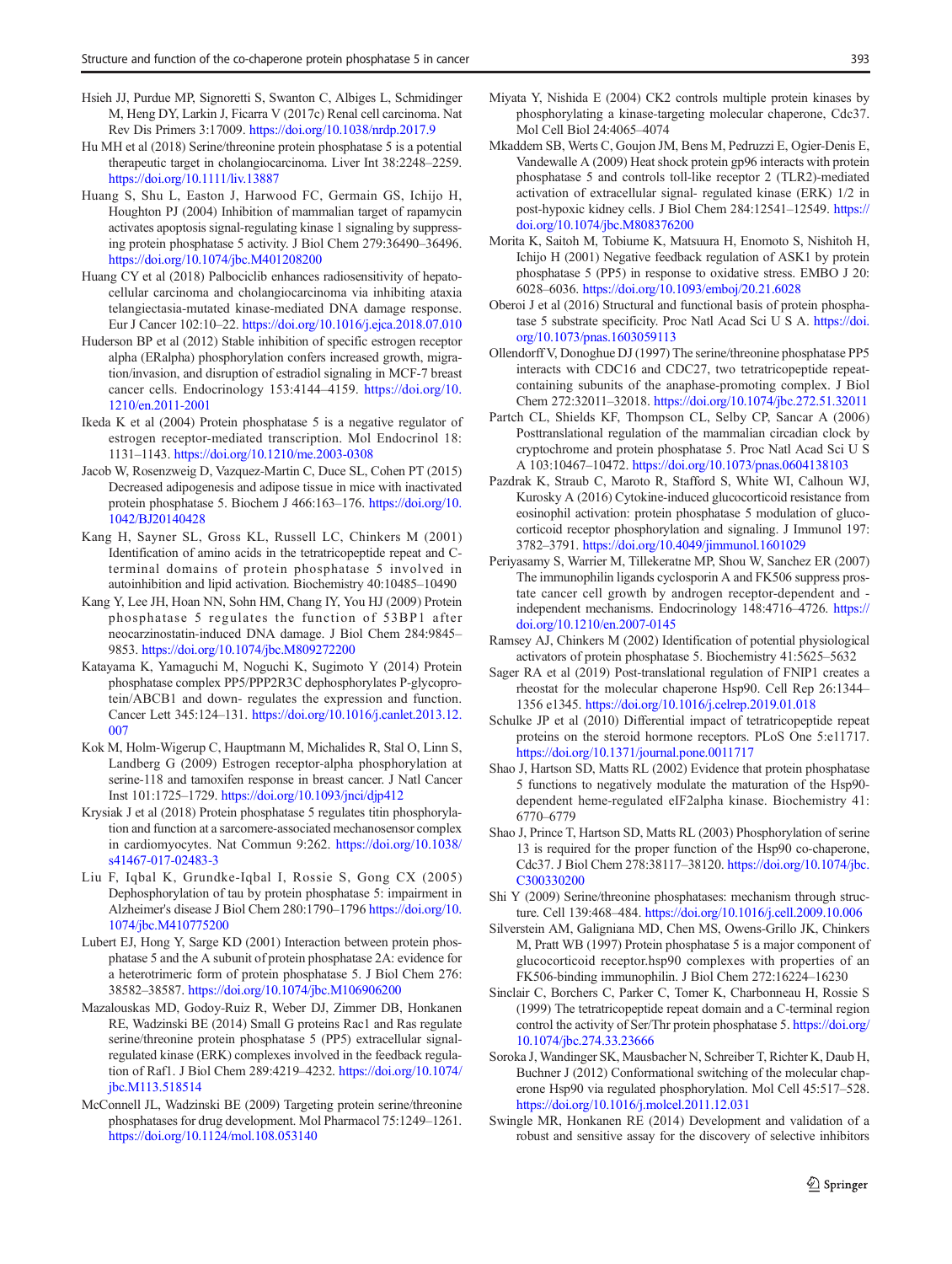Hsieh JJ, Purdue MP, Signoretti S, Swanton C, Albiges L, Schmidinger M, Heng DY, Larkin J, Ficarra V (2017c) Renal cell carcinoma. Nat Rev Dis Primers 3:17009. https://doi.org/10.1038/nrdp.2017.9

Hu MH et al (2018) Serine/threonine protein phosphatase 5 is a potential therapeutic target in cholangiocarcinoma. Liver Int 38:2248–2259. https://doi.org/10.1111/liv.13887

Huang S, Shu L, Easton J, Harwood FC, Germain GS, Ichijo H, Houghton PJ (2004) Inhibition of mammalian target of rapamycin activates apoptosis signal-regulating kinase 1 signaling by suppressing protein phosphatase 5 activity. J Biol Chem 279:36490–36496. https://doi.org/10.1074/jbc.M401208200

Huang CY et al (2018) Palbociclib enhances radiosensitivity of hepatocellular carcinoma and cholangiocarcinoma via inhibiting ataxia telangiectasia-mutated kinase-mediated DNA damage response. Eur J Cancer 102:10–22. https://doi.org/10.1016/j.ejca.2018.07.010

Huderson BP et al (2012) Stable inhibition of specific estrogen receptor alpha (ERalpha) phosphorylation confers increased growth, migration/invasion, and disruption of estradiol signaling in MCF-7 breast cancer cells. Endocrinology 153:4144–4159. https://doi.org/10.1210/en.2011-2001

Ikeda K et al (2004) Protein phosphatase 5 is a negative regulator of estrogen receptor-mediated transcription. Mol Endocrinol 18:1131–1143. https://doi.org/10.1210/me.2003-0308

Jacob W, Rosenzweig D, Vazquez-Martin C, Duce SL, Cohen PT (2015) Decreased adipogenesis and adipose tissue in mice with inactivated protein phosphatase 5. Biochem J 466:163–176. https://doi.org/10.1042/BJ20140428

Kang H, Sayner SL, Gross KL, Russell LC, Chinkers M (2001) Identification of amino acids in the tetratricopeptide repeat and C-terminal domains of protein phosphatase 5 involved in autoinhibition and lipid activation. Biochemistry 40:10485–10490

Kang Y, Lee JH, Hoan NN, Sohn HM, Chang IY, You HJ (2009) Protein phosphatase 5 regulates the function of 53BP1 after neocarzinostatin-induced DNA damage. J Biol Chem 284:9845–9853. https://doi.org/10.1074/jbc.M809272200

Katayama K, Yamaguchi M, Noguchi K, Sugimoto Y (2014) Protein phosphatase complex PP5/PPP2R3C dephosphorylates P-glycoprotein/ABCB1 and down- regulates the expression and function. Cancer Lett 345:124–131. https://doi.org/10.1016/j.canlet.2013.12.007

Kok M, Holm-Wigerup C, Hauptmann M, Michalides R, Stal O, Linn S, Landberg G (2009) Estrogen receptor-alpha phosphorylation at serine-118 and tamoxifen response in breast cancer. J Natl Cancer Inst 101:1725–1729. https://doi.org/10.1093/jnci/djp412

Krysiak J et al (2018) Protein phosphatase 5 regulates titin phosphorylation and function at a sarcomere-associated mechanosensor complex in cardiomyocytes. Nat Commun 9:262. https://doi.org/10.1038/s41467-017-02483-3

Liu F, Iqbal K, Grundke-Iqbal I, Rossie S, Gong CX (2005) Dephosphorylation of tau by protein phosphatase 5: impairment in Alzheimer's disease J Biol Chem 280:1790–1796 https://doi.org/10.1074/jbc.M410775200

Lubert EJ, Hong Y, Sarge KD (2001) Interaction between protein phosphatase 5 and the A subunit of protein phosphatase 2A: evidence for a heterotrimeric form of protein phosphatase 5. J Biol Chem 276:38582–38587. https://doi.org/10.1074/jbc.M106906200

Mazalouskas MD, Godoy-Ruiz R, Weber DJ, Zimmer DB, Honkanen RE, Wadzinski BE (2014) Small G proteins Rac1 and Ras regulate serine/threonine protein phosphatase 5 (PP5) extracellular signal-regulated kinase (ERK) complexes involved in the feedback regulation of Raf1. J Biol Chem 289:4219–4232. https://doi.org/10.1074/jbc.M113.518514

McConnell JL, Wadzinski BE (2009) Targeting protein serine/threonine phosphatases for drug development. Mol Pharmacol 75:1249–1261. https://doi.org/10.1124/mol.108.053140

Miyata Y, Nishida E (2004) CK2 controls multiple protein kinases by phosphorylating a kinase-targeting molecular chaperone, Cdc37. Mol Cell Biol 24:4065–4074

Mkaddem SB, Werts C, Goujon JM, Bens M, Pedruzzi E, Ogier-Denis E, Vandewalle A (2009) Heat shock protein gp96 interacts with protein phosphatase 5 and controls toll-like receptor 2 (TLR2)-mediated activation of extracellular signal- regulated kinase (ERK) 1/2 in post-hypoxic kidney cells. J Biol Chem 284:12541–12549. https://doi.org/10.1074/jbc.M808376200

Morita K, Saitoh M, Tobiume K, Matsuura H, Enomoto S, Nishitoh H, Ichijo H (2001) Negative feedback regulation of ASK1 by protein phosphatase 5 (PP5) in response to oxidative stress. EMBO J 20:6028–6036. https://doi.org/10.1093/emboj/20.21.6028

Oberoi J et al (2016) Structural and functional basis of protein phosphatase 5 substrate specificity. Proc Natl Acad Sci U S A. https://doi.org/10.1073/pnas.1603059113

Ollendorff V, Donoghue DJ (1997) The serine/threonine phosphatase PP5 interacts with CDC16 and CDC27, two tetratricopeptide repeat-containing subunits of the anaphase-promoting complex. J Biol Chem 272:32011–32018. https://doi.org/10.1074/jbc.272.51.32011

Partch CL, Shields KF, Thompson CL, Selby CP, Sancar A (2006) Posttranslational regulation of the mammalian circadian clock by cryptochrome and protein phosphatase 5. Proc Natl Acad Sci U S A 103:10467–10472. https://doi.org/10.1073/pnas.0604138103

Pazdrak K, Straub C, Maroto R, Stafford S, White WI, Calhoun WJ, Kurosky A (2016) Cytokine-induced glucocorticoid resistance from eosinophil activation: protein phosphatase 5 modulation of glucocorticoid receptor phosphorylation and signaling. J Immunol 197:3782–3791. https://doi.org/10.4049/jimmunol.1601029

Periyasamy S, Warrier M, Tillekeratne MP, Shou W, Sanchez ER (2007) The immunophilin ligands cyclosporin A and FK506 suppress prostate cancer cell growth by androgen receptor-dependent and -independent mechanisms. Endocrinology 148:4716–4726. https://doi.org/10.1210/en.2007-0145

Ramsey AJ, Chinkers M (2002) Identification of potential physiological activators of protein phosphatase 5. Biochemistry 41:5625–5632

Sager RA et al (2019) Post-translational regulation of FNIP1 creates a rheostat for the molecular chaperone Hsp90. Cell Rep 26:1344–1356 e1345. https://doi.org/10.1016/j.celrep.2019.01.018

Schulke JP et al (2010) Differential impact of tetratricopeptide repeat proteins on the steroid hormone receptors. PLoS One 5:e11717. https://doi.org/10.1371/journal.pone.0011717

Shao J, Hartson SD, Matts RL (2002) Evidence that protein phosphatase 5 functions to negatively modulate the maturation of the Hsp90-dependent heme-regulated eIF2alpha kinase. Biochemistry 41:6770–6779

Shao J, Prince T, Hartson SD, Matts RL (2003) Phosphorylation of serine 13 is required for the proper function of the Hsp90 co-chaperone, Cdc37. J Biol Chem 278:38117–38120. https://doi.org/10.1074/jbc.C300330200

Shi Y (2009) Serine/threonine phosphatases: mechanism through structure. Cell 139:468–484. https://doi.org/10.1016/j.cell.2009.10.006

Silverstein AM, Galigniana MD, Chen MS, Owens-Grillo JK, Chinkers M, Pratt WB (1997) Protein phosphatase 5 is a major component of glucocorticoid receptor.hsp90 complexes with properties of an FK506-binding immunophilin. J Biol Chem 272:16224–16230

Sinclair C, Borchers C, Parker C, Tomer K, Charbonneau H, Rossie S (1999) The tetratricopeptide repeat domain and a C-terminal region control the activity of Ser/Thr protein phosphatase 5. https://doi.org/10.1074/jbc.274.33.23666

Soroka J, Wandinger SK, Mausbacher N, Schreiber T, Richter K, Daub H, Buchner J (2012) Conformational switching of the molecular chaperone Hsp90 via regulated phosphorylation. Mol Cell 45:517–528. https://doi.org/10.1016/j.molcel.2011.12.031

Swingle MR, Honkanen RE (2014) Development and validation of a robust and sensitive assay for the discovery of selective inhibitors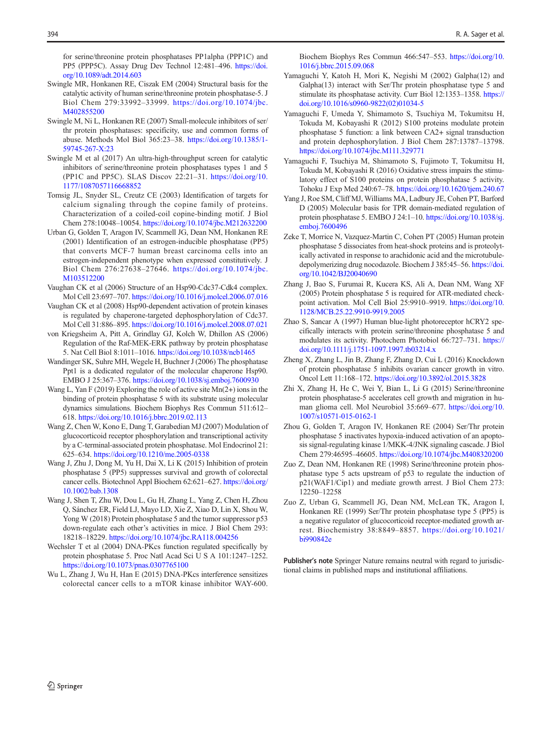for serine/threonine protein phosphatases PP1alpha (PPP1C) and PP5 (PPP5C). Assay Drug Dev Technol 12:481–496. https://doi.org/10.1089/adt.2014.603

Swingle MR, Honkanen RE, Ciszak EM (2004) Structural basis for the catalytic activity of human serine/threonine protein phosphatase-5. J Biol Chem 279:33992–33999. https://doi.org/10.1074/jbc.M402855200

Swingle M, Ni L, Honkanen RE (2007) Small-molecule inhibitors of ser/thr protein phosphatases: specificity, use and common forms of abuse. Methods Mol Biol 365:23–38. https://doi.org/10.1385/1-59745-267-X:23

Swingle M et al (2017) An ultra-high-throughput screen for catalytic inhibitors of serine/threonine protein phosphatases types 1 and 5 (PP1C and PP5C). SLAS Discov 22:21–31. https://doi.org/10.1177/1087057116668852

Tomsig JL, Snyder SL, Creutz CE (2003) Identification of targets for calcium signaling through the copine family of proteins. Characterization of a coiled-coil copine-binding motif. J Biol Chem 278:10048–10054. https://doi.org/10.1074/jbc.M212632200

Urban G, Golden T, Aragon IV, Scammell JG, Dean NM, Honkanen RE (2001) Identification of an estrogen-inducible phosphatase (PP5) that converts MCF-7 human breast carcinoma cells into an estrogen-independent phenotype when expressed constitutively. J Biol Chem 276:27638–27646. https://doi.org/10.1074/jbc.M103512200

Vaughan CK et al (2006) Structure of an Hsp90-Cdc37-Cdk4 complex. Mol Cell 23:697–707. https://doi.org/10.1016/j.molcel.2006.07.016

Vaughan CK et al (2008) Hsp90-dependent activation of protein kinases is regulated by chaperone-targeted dephosphorylation of Cdc37. Mol Cell 31:886–895. https://doi.org/10.1016/j.molcel.2008.07.021

von Kriegsheim A, Pitt A, Grindlay GJ, Kolch W, Dhillon AS (2006) Regulation of the Raf-MEK-ERK pathway by protein phosphatase 5. Nat Cell Biol 8:1011–1016. https://doi.org/10.1038/ncb1465

Wandinger SK, Suhre MH, Wegele H, Buchner J (2006) The phosphatase Ppt1 is a dedicated regulator of the molecular chaperone Hsp90. EMBO J 25:367–376. https://doi.org/10.1038/sj.emboj.7600930

Wang L, Yan F (2019) Exploring the role of active site Mn(2+) ions in the binding of protein phosphatase 5 with its substrate using molecular dynamics simulations. Biochem Biophys Res Commun 511:612–618. https://doi.org/10.1016/j.bbrc.2019.02.113

Wang Z, Chen W, Kono E, Dang T, Garabedian MJ (2007) Modulation of glucocorticoid receptor phosphorylation and transcriptional activity by a C-terminal-associated protein phosphatase. Mol Endocrinol 21:625–634. https://doi.org/10.1210/me.2005-0338

Wang J, Zhu J, Dong M, Yu H, Dai X, Li K (2015) Inhibition of protein phosphatase 5 (PP5) suppresses survival and growth of colorectal cancer cells. Biotechnol Appl Biochem 62:621–627. https://doi.org/10.1002/bab.1308

Wang J, Shen T, Zhu W, Dou L, Gu H, Zhang L, Yang Z, Chen H, Zhou Q, Sánchez ER, Field LJ, Mayo LD, Xie Z, Xiao D, Lin X, Shou W, Yong W (2018) Protein phosphatase 5 and the tumor suppressor p53 down-regulate each other's activities in mice. J Biol Chem 293:18218–18229. https://doi.org/10.1074/jbc.RA118.004256

Wechsler T et al (2004) DNA-PKcs function regulated specifically by protein phosphatase 5. Proc Natl Acad Sci U S A 101:1247–1252. https://doi.org/10.1073/pnas.0307765100

Wu L, Zhang J, Wu H, Han E (2015) DNA-PKcs interference sensitizes colorectal cancer cells to a mTOR kinase inhibitor WAY-600. Biochem Biophys Res Commun 466:547–553. https://doi.org/10.1016/j.bbrc.2015.09.068

Yamaguchi Y, Katoh H, Mori K, Negishi M (2002) Galpha(12) and Galpha(13) interact with Ser/Thr protein phosphatase type 5 and stimulate its phosphatase activity. Curr Biol 12:1353–1358. https://doi.org/10.1016/s0960-9822(02)01034-5

Yamaguchi F, Umeda Y, Shimamoto S, Tsuchiya M, Tokumitsu H, Tokuda M, Kobayashi R (2012) S100 proteins modulate protein phosphatase 5 function: a link between CA2+ signal transduction and protein dephosphorylation. J Biol Chem 287:13787–13798. https://doi.org/10.1074/jbc.M111.329771

Yamaguchi F, Tsuchiya M, Shimamoto S, Fujimoto T, Tokumitsu H, Tokuda M, Kobayashi R (2016) Oxidative stress impairs the stimulatory effect of S100 proteins on protein phosphatase 5 activity. Tohoku J Exp Med 240:67–78. https://doi.org/10.1620/tjem.240.67

Yang J, Roe SM, Cliff MJ, Williams MA, Ladbury JE, Cohen PT, Barford D (2005) Molecular basis for TPR domain-mediated regulation of protein phosphatase 5. EMBO J 24:1–10. https://doi.org/10.1038/sj.emboj.7600496

Zeke T, Morrice N, Vazquez-Martin C, Cohen PT (2005) Human protein phosphatase 5 dissociates from heat-shock proteins and is proteolytically activated in response to arachidonic acid and the microtubule-depolymerizing drug nocodazole. Biochem J 385:45–56. https://doi.org/10.1042/BJ20040690

Zhang J, Bao S, Furumai R, Kucera KS, Ali A, Dean NM, Wang XF (2005) Protein phosphatase 5 is required for ATR-mediated checkpoint activation. Mol Cell Biol 25:9910–9919. https://doi.org/10.1128/MCB.25.22.9910-9919.2005

Zhao S, Sancar A (1997) Human blue-light photoreceptor hCRY2 specifically interacts with protein serine/threonine phosphatase 5 and modulates its activity. Photochem Photobiol 66:727–731. https://doi.org/10.1111/j.1751-1097.1997.tb03214.x

Zheng X, Zhang L, Jin B, Zhang F, Zhang D, Cui L (2016) Knockdown of protein phosphatase 5 inhibits ovarian cancer growth in vitro. Oncol Lett 11:168–172. https://doi.org/10.3892/ol.2015.3828

Zhi X, Zhang H, He C, Wei Y, Bian L, Li G (2015) Serine/threonine protein phosphatase-5 accelerates cell growth and migration in human glioma cell. Mol Neurobiol 35:669–677. https://doi.org/10.1007/s10571-015-0162-1

Zhou G, Golden T, Aragon IV, Honkanen RE (2004) Ser/Thr protein phosphatase 5 inactivates hypoxia-induced activation of an apoptosis signal-regulating kinase 1/MKK-4/JNK signaling cascade. J Biol Chem 279:46595–46605. https://doi.org/10.1074/jbc.M408320200

Zuo Z, Dean NM, Honkanen RE (1998) Serine/threonine protein phosphatase type 5 acts upstream of p53 to regulate the induction of p21(WAF1/Cip1) and mediate growth arrest. J Biol Chem 273:12250–12258

Zuo Z, Urban G, Scammell JG, Dean NM, McLean TK, Aragon I, Honkanen RE (1999) Ser/Thr protein phosphatase type 5 (PP5) is a negative regulator of glucocorticoid receptor-mediated growth arrest. Biochemistry 38:8849–8857. https://doi.org/10.1021/bi990842e

**Publisher's note** Springer Nature remains neutral with regard to jurisdictional claims in published maps and institutional affiliations.